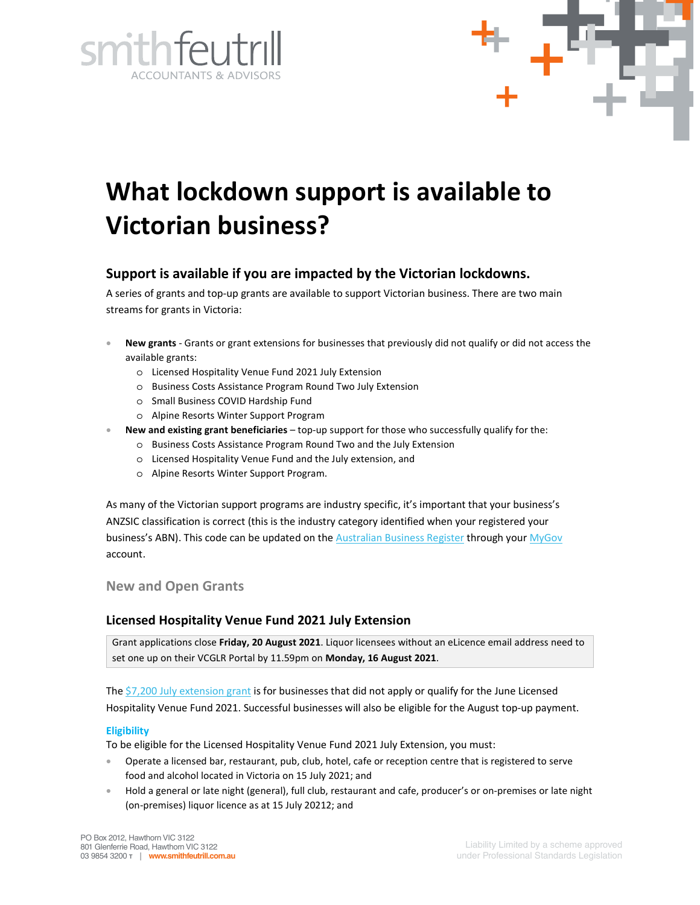# What lockdown support is available to Victorian business?

## Support is available if you are impacted by the Victorian lockdowns.

A series of grants and top-up grants are available to support Victorian business. There are two main streams for grants in Victoria:

- **New grants** - Grants or grant extensions for businesses that previously did not qualify or did not access the available grants:
  - Licensed Hospitality Venue Fund 2021 July Extension
  - Business Costs Assistance Program Round Two July Extension
  - Small Business COVID Hardship Fund
  - Alpine Resorts Winter Support Program
- **New and existing grant beneficiaries** – top-up support for those who successfully qualify for the:
  - Business Costs Assistance Program Round Two and the July Extension
  - Licensed Hospitality Venue Fund and the July extension, and
  - Alpine Resorts Winter Support Program.

As many of the Victorian support programs are industry specific, it's important that your business's ANZSIC classification is correct (this is the industry category identified when your registered your business's ABN). This code can be updated on the Australian Business Register through your MyGov account.

### New and Open Grants

### Licensed Hospitality Venue Fund 2021 July Extension

Grant applications close **Friday, 20 August 2021**. Liquor licensees without an eLicence email address need to set one up on their VCGLR Portal by 11.59pm on **Monday, 16 August 2021**.

The $7,200 July extension grant is for businesses that did not apply or qualify for the June Licensed Hospitality Venue Fund 2021. Successful businesses will also be eligible for the August top-up payment.

**Eligibility**

To be eligible for the Licensed Hospitality Venue Fund 2021 July Extension, you must:

- Operate a licensed bar, restaurant, pub, club, hotel, cafe or reception centre that is registered to serve food and alcohol located in Victoria on 15 July 2021; and
- Hold a general or late night (general), full club, restaurant and cafe, producer's or on-premises or late night (on-premises) liquor licence as at 15 July 20212; and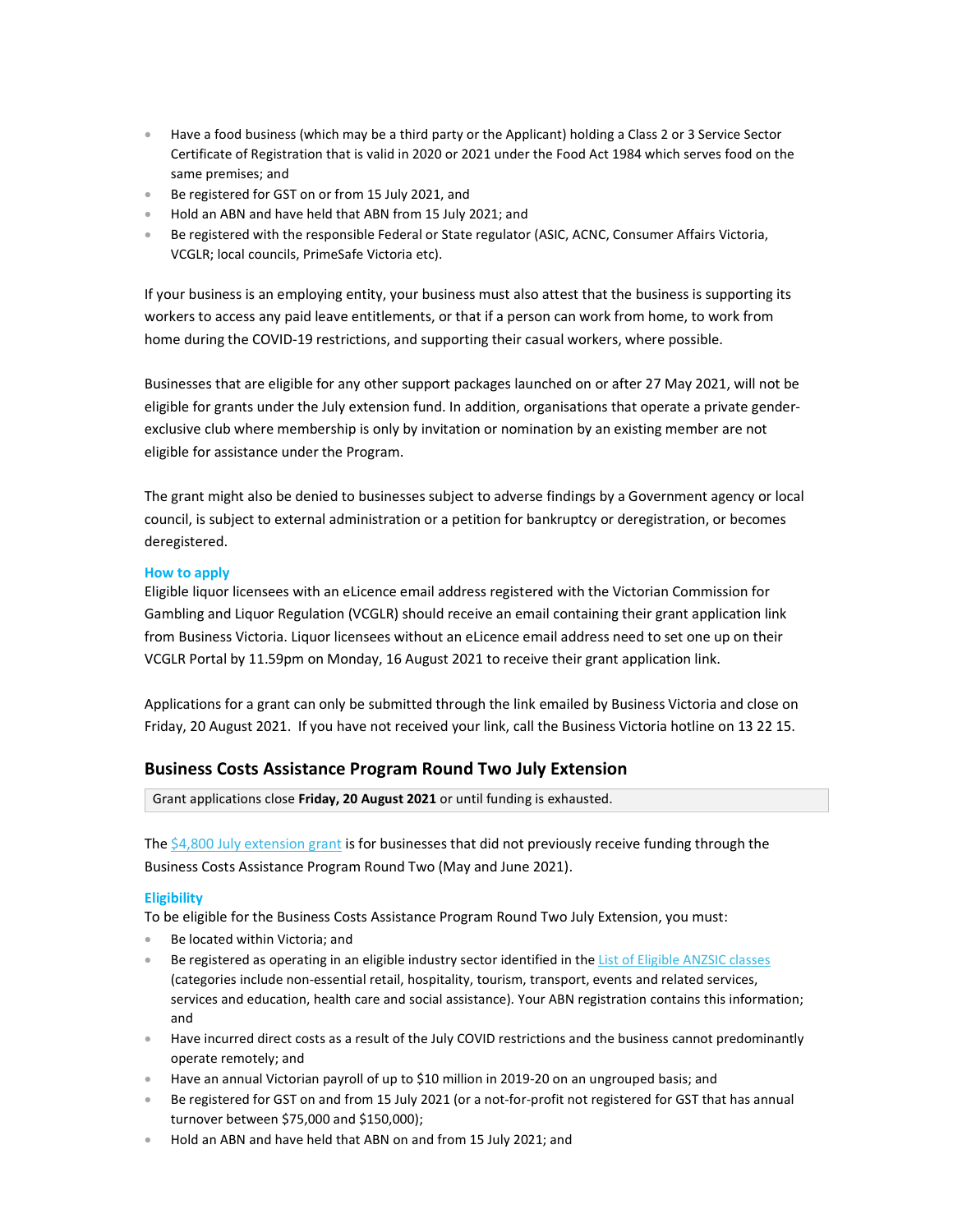- Have a food business (which may be a third party or the Applicant) holding a Class 2 or 3 Service Sector Certificate of Registration that is valid in 2020 or 2021 under the Food Act 1984 which serves food on the same premises; and
- Be registered for GST on or from 15 July 2021, and
- Hold an ABN and have held that ABN from 15 July 2021; and
- Be registered with the responsible Federal or State regulator (ASIC, ACNC, Consumer Affairs Victoria, VCGLR; local councils, PrimeSafe Victoria etc).

If your business is an employing entity, your business must also attest that the business is supporting its workers to access any paid leave entitlements, or that if a person can work from home, to work from home during the COVID-19 restrictions, and supporting their casual workers, where possible.

Businesses that are eligible for any other support packages launched on or after 27 May 2021, will not be eligible for grants under the July extension fund. In addition, organisations that operate a private gender-exclusive club where membership is only by invitation or nomination by an existing member are not eligible for assistance under the Program.

The grant might also be denied to businesses subject to adverse findings by a Government agency or local council, is subject to external administration or a petition for bankruptcy or deregistration, or becomes deregistered.

#### How to apply

Eligible liquor licensees with an eLicence email address registered with the Victorian Commission for Gambling and Liquor Regulation (VCGLR) should receive an email containing their grant application link from Business Victoria. Liquor licensees without an eLicence email address need to set one up on their VCGLR Portal by 11.59pm on Monday, 16 August 2021 to receive their grant application link.

Applications for a grant can only be submitted through the link emailed by Business Victoria and close on Friday, 20 August 2021. If you have not received your link, call the Business Victoria hotline on 13 22 15.

### Business Costs Assistance Program Round Two July Extension

Grant applications close **Friday, 20 August 2021** or until funding is exhausted.

The $4,800 July extension grant is for businesses that did not previously receive funding through the Business Costs Assistance Program Round Two (May and June 2021).

#### Eligibility

To be eligible for the Business Costs Assistance Program Round Two July Extension, you must:

- Be located within Victoria; and
- Be registered as operating in an eligible industry sector identified in the List of Eligible ANZSIC classes (categories include non-essential retail, hospitality, tourism, transport, events and related services, services and education, health care and social assistance). Your ABN registration contains this information; and
- Have incurred direct costs as a result of the July COVID restrictions and the business cannot predominantly operate remotely; and
- Have an annual Victorian payroll of up to $10 million in 2019-20 on an ungrouped basis; and
- Be registered for GST on and from 15 July 2021 (or a not-for-profit not registered for GST that has annual turnover between $75,000 and $150,000);
- Hold an ABN and have held that ABN on and from 15 July 2021; and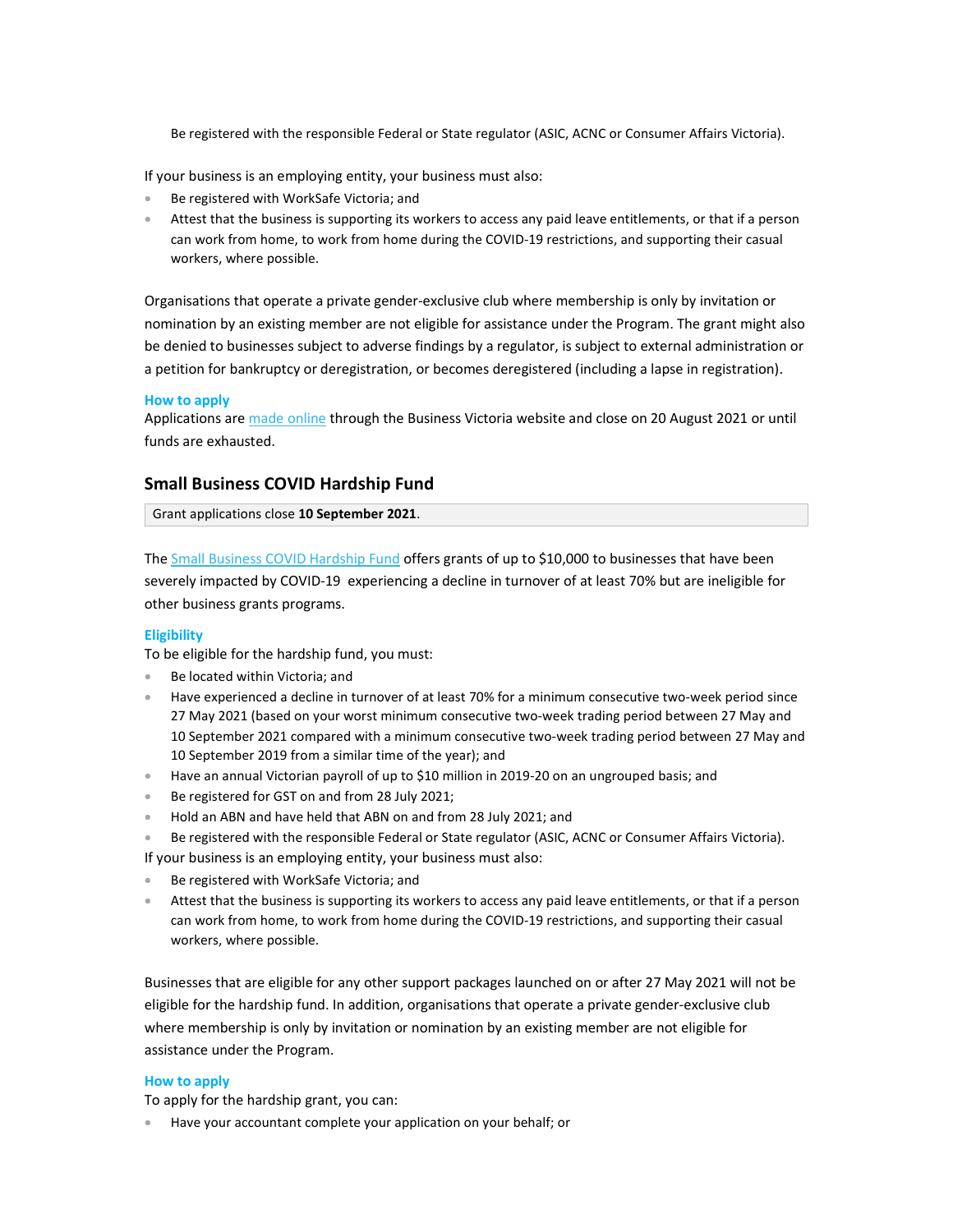- Be registered with the responsible Federal or State regulator (ASIC, ACNC or Consumer Affairs Victoria).

If your business is an employing entity, your business must also:

- Be registered with WorkSafe Victoria; and
- Attest that the business is supporting its workers to access any paid leave entitlements, or that if a person can work from home, to work from home during the COVID-19 restrictions, and supporting their casual workers, where possible.

Organisations that operate a private gender-exclusive club where membership is only by invitation or nomination by an existing member are not eligible for assistance under the Program. The grant might also be denied to businesses subject to adverse findings by a regulator, is subject to external administration or a petition for bankruptcy or deregistration, or becomes deregistered (including a lapse in registration).

#### How to apply

Applications are made online through the Business Victoria website and close on 20 August 2021 or until funds are exhausted.

### Small Business COVID Hardship Fund

Grant applications close **10 September 2021**.

The Small Business COVID Hardship Fund offers grants of up to $10,000 to businesses that have been severely impacted by COVID-19 experiencing a decline in turnover of at least 70% but are ineligible for other business grants programs.

#### Eligibility

To be eligible for the hardship fund, you must:

- Be located within Victoria; and
- Have experienced a decline in turnover of at least 70% for a minimum consecutive two-week period since 27 May 2021 (based on your worst minimum consecutive two-week trading period between 27 May and 10 September 2021 compared with a minimum consecutive two-week trading period between 27 May and 10 September 2019 from a similar time of the year); and
- Have an annual Victorian payroll of up to $10 million in 2019-20 on an ungrouped basis; and
- Be registered for GST on and from 28 July 2021;
- Hold an ABN and have held that ABN on and from 28 July 2021; and
- Be registered with the responsible Federal or State regulator (ASIC, ACNC or Consumer Affairs Victoria).

If your business is an employing entity, your business must also:

- Be registered with WorkSafe Victoria; and
- Attest that the business is supporting its workers to access any paid leave entitlements, or that if a person can work from home, to work from home during the COVID-19 restrictions, and supporting their casual workers, where possible.

Businesses that are eligible for any other support packages launched on or after 27 May 2021 will not be eligible for the hardship fund. In addition, organisations that operate a private gender-exclusive club where membership is only by invitation or nomination by an existing member are not eligible for assistance under the Program.

#### How to apply

To apply for the hardship grant, you can:

- Have your accountant complete your application on your behalf; or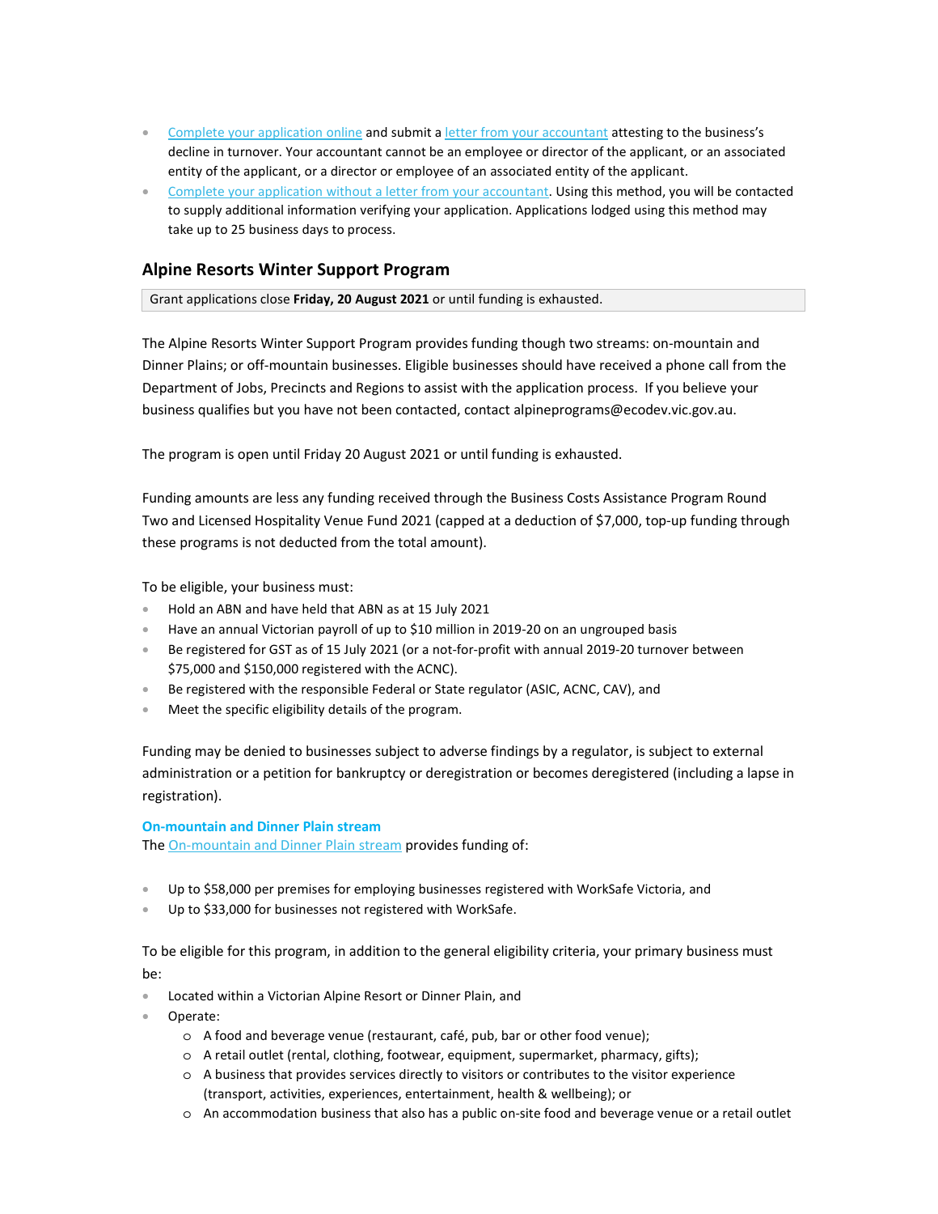- [Complete your application online]() and submit a [letter from your accountant]() attesting to the business's decline in turnover. Your accountant cannot be an employee or director of the applicant, or an associated entity of the applicant, or a director or employee of an associated entity of the applicant.
- [Complete your application without a letter from your accountant](). Using this method, you will be contacted to supply additional information verifying your application. Applications lodged using this method may take up to 25 business days to process.

## Alpine Resorts Winter Support Program

Grant applications close **Friday, 20 August 2021** or until funding is exhausted.

The Alpine Resorts Winter Support Program provides funding though two streams: on-mountain and Dinner Plains; or off-mountain businesses. Eligible businesses should have received a phone call from the Department of Jobs, Precincts and Regions to assist with the application process. If you believe your business qualifies but you have not been contacted, contact alpineprograms@ecodev.vic.gov.au.

The program is open until Friday 20 August 2021 or until funding is exhausted.

Funding amounts are less any funding received through the Business Costs Assistance Program Round Two and Licensed Hospitality Venue Fund 2021 (capped at a deduction of $7,000, top-up funding through these programs is not deducted from the total amount).

To be eligible, your business must:

- Hold an ABN and have held that ABN as at 15 July 2021
- Have an annual Victorian payroll of up to $10 million in 2019-20 on an ungrouped basis
- Be registered for GST as of 15 July 2021 (or a not-for-profit with annual 2019-20 turnover between $75,000 and $150,000 registered with the ACNC).
- Be registered with the responsible Federal or State regulator (ASIC, ACNC, CAV), and
- Meet the specific eligibility details of the program.

Funding may be denied to businesses subject to adverse findings by a regulator, is subject to external administration or a petition for bankruptcy or deregistration or becomes deregistered (including a lapse in registration).

### On-mountain and Dinner Plain stream

The [On-mountain and Dinner Plain stream]() provides funding of:

- Up to $58,000 per premises for employing businesses registered with WorkSafe Victoria, and
- Up to $33,000 for businesses not registered with WorkSafe.

To be eligible for this program, in addition to the general eligibility criteria, your primary business must be:

- Located within a Victorian Alpine Resort or Dinner Plain, and
- Operate:
  - A food and beverage venue (restaurant, café, pub, bar or other food venue);
  - A retail outlet (rental, clothing, footwear, equipment, supermarket, pharmacy, gifts);
  - A business that provides services directly to visitors or contributes to the visitor experience (transport, activities, experiences, entertainment, health & wellbeing); or
  - An accommodation business that also has a public on-site food and beverage venue or a retail outlet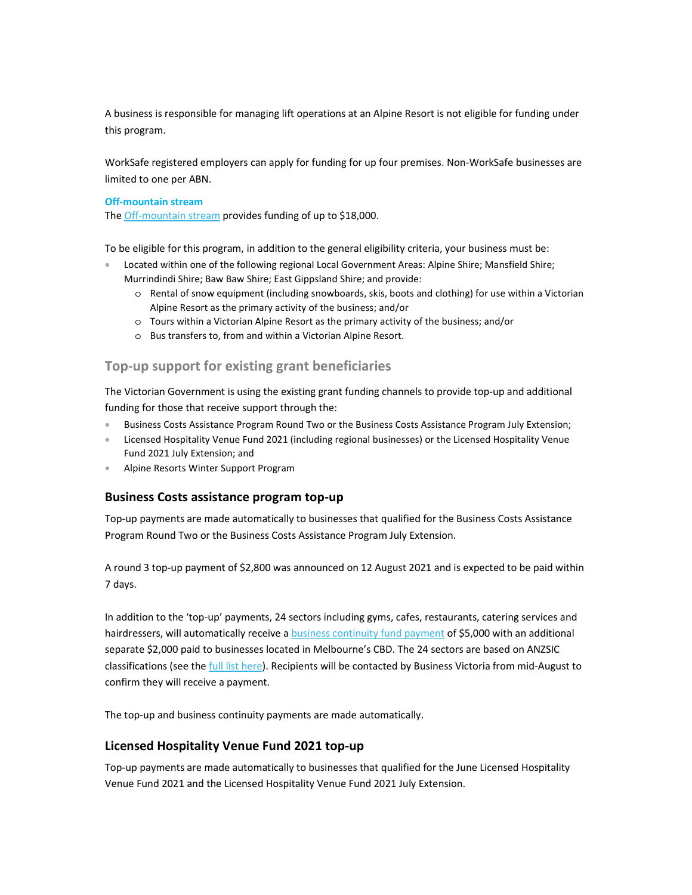A business is responsible for managing lift operations at an Alpine Resort is not eligible for funding under this program.

WorkSafe registered employers can apply for funding for up four premises. Non-WorkSafe businesses are limited to one per ABN.

**Off-mountain stream**

The Off-mountain stream provides funding of up to $18,000.

To be eligible for this program, in addition to the general eligibility criteria, your business must be:

- Located within one of the following regional Local Government Areas: Alpine Shire; Mansfield Shire; Murrindindi Shire; Baw Baw Shire; East Gippsland Shire; and provide:
  - Rental of snow equipment (including snowboards, skis, boots and clothing) for use within a Victorian Alpine Resort as the primary activity of the business; and/or
  - Tours within a Victorian Alpine Resort as the primary activity of the business; and/or
  - Bus transfers to, from and within a Victorian Alpine Resort.

## Top-up support for existing grant beneficiaries

The Victorian Government is using the existing grant funding channels to provide top-up and additional funding for those that receive support through the:

- Business Costs Assistance Program Round Two or the Business Costs Assistance Program July Extension;
- Licensed Hospitality Venue Fund 2021 (including regional businesses) or the Licensed Hospitality Venue Fund 2021 July Extension; and
- Alpine Resorts Winter Support Program

### Business Costs assistance program top-up

Top-up payments are made automatically to businesses that qualified for the Business Costs Assistance Program Round Two or the Business Costs Assistance Program July Extension.

A round 3 top-up payment of $2,800 was announced on 12 August 2021 and is expected to be paid within 7 days.

In addition to the 'top-up' payments, 24 sectors including gyms, cafes, restaurants, catering services and hairdressers, will automatically receive a business continuity fund payment of $5,000 with an additional separate $2,000 paid to businesses located in Melbourne's CBD. The 24 sectors are based on ANZSIC classifications (see the full list here). Recipients will be contacted by Business Victoria from mid-August to confirm they will receive a payment.

The top-up and business continuity payments are made automatically.

### Licensed Hospitality Venue Fund 2021 top-up

Top-up payments are made automatically to businesses that qualified for the June Licensed Hospitality Venue Fund 2021 and the Licensed Hospitality Venue Fund 2021 July Extension.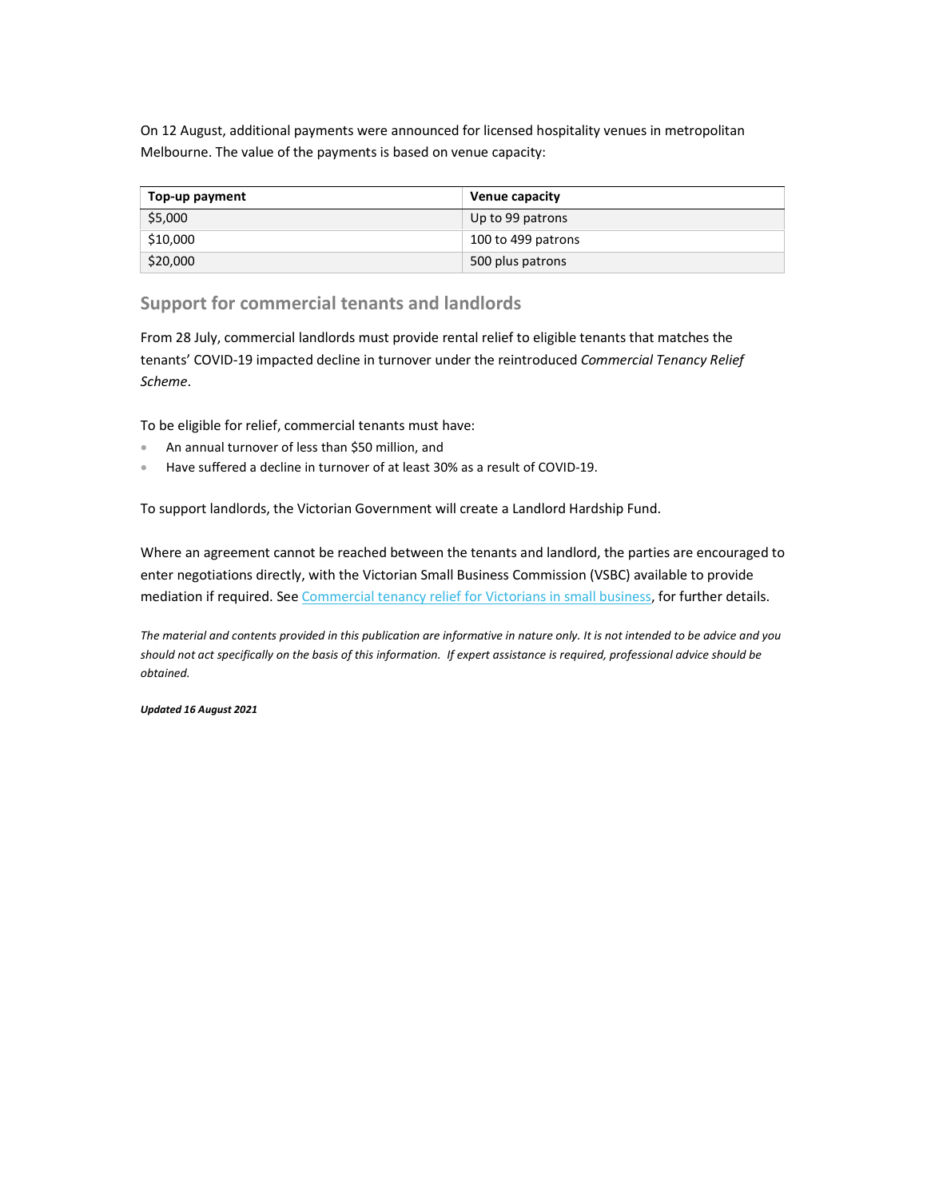On 12 August, additional payments were announced for licensed hospitality venues in metropolitan Melbourne. The value of the payments is based on venue capacity:

| Top-up payment | Venue capacity |
| --- | --- |
| $5,000 | Up to 99 patrons |
| $10,000 | 100 to 499 patrons |
| $20,000 | 500 plus patrons |

## Support for commercial tenants and landlords

From 28 July, commercial landlords must provide rental relief to eligible tenants that matches the tenants' COVID-19 impacted decline in turnover under the reintroduced *Commercial Tenancy Relief Scheme*.

To be eligible for relief, commercial tenants must have:

- An annual turnover of less than $50 million, and
- Have suffered a decline in turnover of at least 30% as a result of COVID-19.

To support landlords, the Victorian Government will create a Landlord Hardship Fund.

Where an agreement cannot be reached between the tenants and landlord, the parties are encouraged to enter negotiations directly, with the Victorian Small Business Commission (VSBC) available to provide mediation if required. See Commercial tenancy relief for Victorians in small business, for further details.

*The material and contents provided in this publication are informative in nature only. It is not intended to be advice and you should not act specifically on the basis of this information. If expert assistance is required, professional advice should be obtained.*

***Updated 16 August 2021***